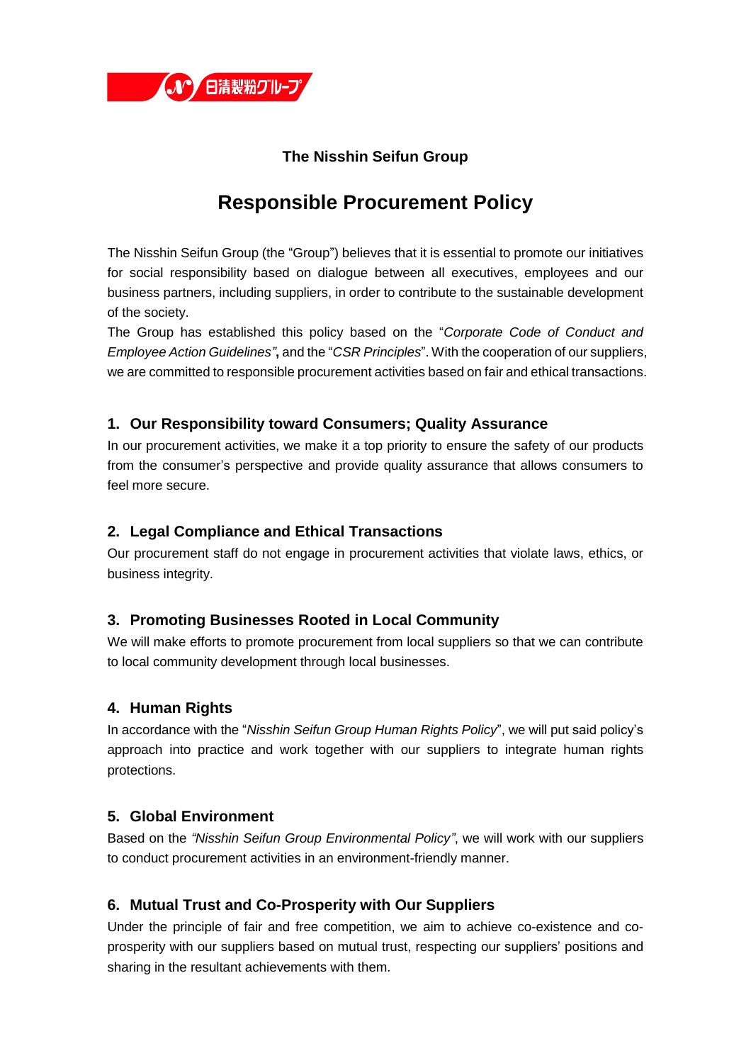The Nisshin Seifun Group

# Responsible Procurement Policy

The Nisshin Seifun Group (the "Group") believes that it is essential to promote our initiatives for social responsibility based on dialogue between all executives, employees and our business partners, including suppliers, in order to contribute to the sustainable development of the society.

The Group has established this policy based on the "*Corporate Code of Conduct and Employee Action Guidelines*"**,** and the "*CSR Principles*". With the cooperation of our suppliers, we are committed to responsible procurement activities based on fair and ethical transactions.

## 1. Our Responsibility toward Consumers; Quality Assurance

In our procurement activities, we make it a top priority to ensure the safety of our products from the consumer's perspective and provide quality assurance that allows consumers to feel more secure.

## 2. Legal Compliance and Ethical Transactions

Our procurement staff do not engage in procurement activities that violate laws, ethics, or business integrity.

## 3. Promoting Businesses Rooted in Local Community

We will make efforts to promote procurement from local suppliers so that we can contribute to local community development through local businesses.

## 4. Human Rights

In accordance with the "*Nisshin Seifun Group Human Rights Policy*", we will put said policy's approach into practice and work together with our suppliers to integrate human rights protections.

## 5. Global Environment

Based on the *"Nisshin Seifun Group Environmental Policy"*, we will work with our suppliers to conduct procurement activities in an environment-friendly manner.

## 6. Mutual Trust and Co-Prosperity with Our Suppliers

Under the principle of fair and free competition, we aim to achieve co-existence and co-prosperity with our suppliers based on mutual trust, respecting our suppliers' positions and sharing in the resultant achievements with them.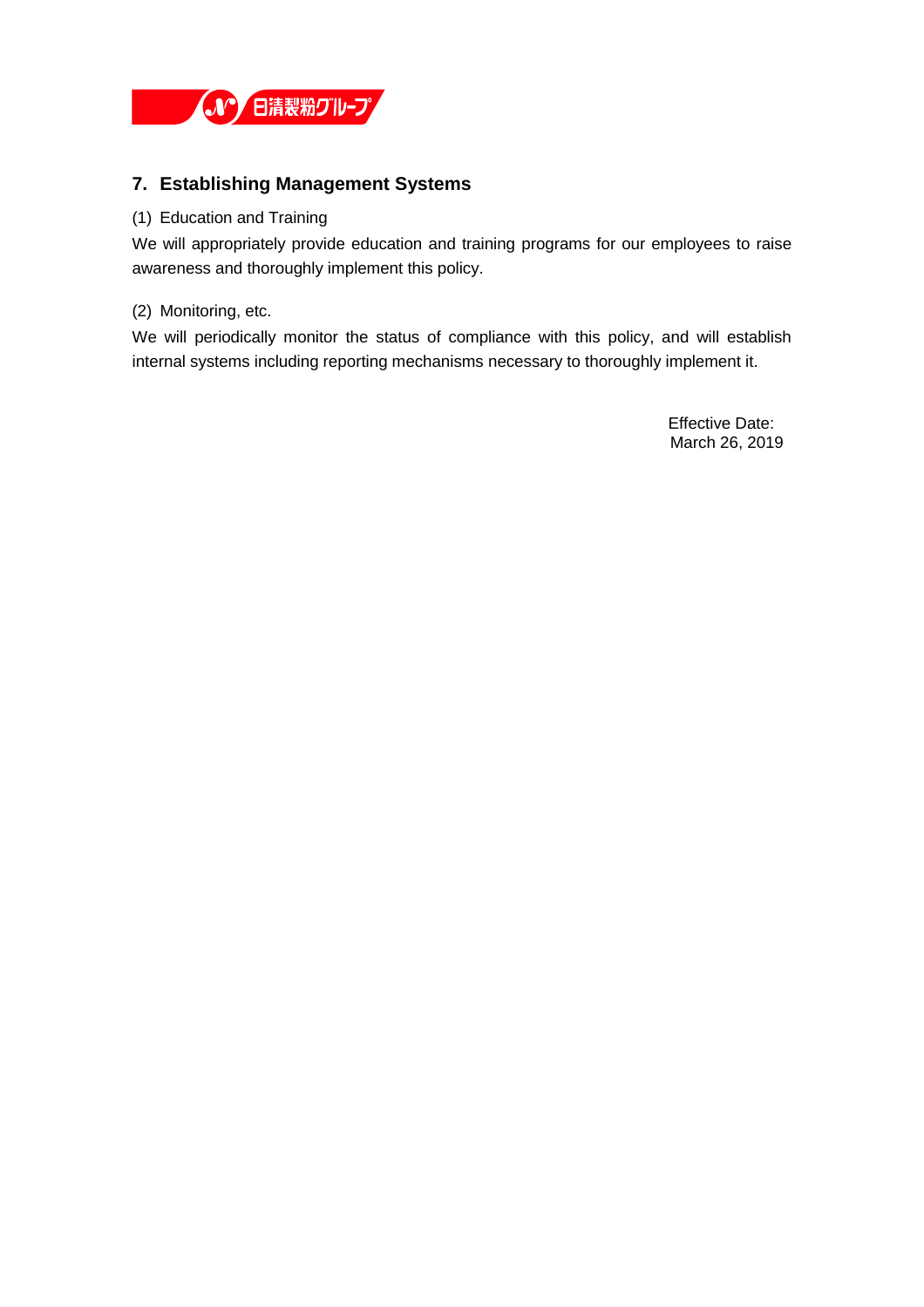## 7. Establishing Management Systems

(1) Education and Training

We will appropriately provide education and training programs for our employees to raise awareness and thoroughly implement this policy.

(2) Monitoring, etc.

We will periodically monitor the status of compliance with this policy, and will establish internal systems including reporting mechanisms necessary to thoroughly implement it.

Effective Date:
March 26, 2019